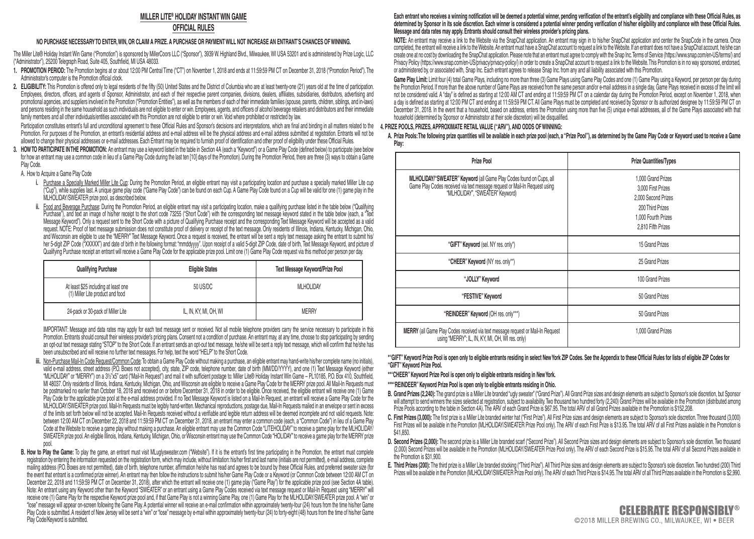# MILLER LITE® HOLIDAY INSTANT WIN GAME

## OFFICIAL RULES

**NO PURCHASE NECESSARY TO ENTER, WIN, OR CLAIM A PRIZE. A PURCHASE OR PAYMENT WILL NOT INCREASE AN ENTRANT'S CHANCES OF WINNING.**

The Miller Lite® Holiday Instant Win Game ("Promotion") is sponsored by MillerCoors LLC ("Sponsor"), 3939 W. Highland Blvd., Milwaukee, WI USA 53201 and is administered by Prize Logic, LLC ("Administrator"), 25200 Telegraph Road, Suite 405, Southfield, MI USA 48033.

1. **PROMOTION PERIOD:** The Promotion begins at or about 12:00 PM Central Time ("CT") on November 1, 2018 and ends at 11:59:59 PM CT on December 31, 2018 ("Promotion Period"). The Administrator's computer is the Promotion official clock.

2. **ELIGIBILITY:** This Promotion is offered only to legal residents of the fifty (50) United States and the District of Columbia who are at least twenty-one (21) years old at the time of participation. Employees, directors, officers, and agents of Sponsor, Administrator, and each of their respective parent companies, divisions, dealers, affiliates, subsidiaries, distributors, advertising and promotional agencies, and suppliers involved in the Promotion ("Promotion Entities"), as well as the members of each of their immediate families (spouse, parents, children, siblings, and in-laws) and persons residing in the same household as such individuals are not eligible to enter or win. Employees, agents, and officers of alcohol beverage retailers and distributors and their immediate family members and all other individuals/entities associated with this Promotion are not eligible to enter or win. Void where prohibited or restricted by law.

   Participation constitutes entrant's full and unconditional agreement to these Official Rules and Sponsor's decisions and interpretations, which are final and binding in all matters related to the Promotion. For purposes of the Promotion, an entrant's residential address and e-mail address will be the physical address and e-mail address submitted at registration. Entrants will not be allowed to change their physical addresses or e-mail addresses. Each Entrant may be required to furnish proof of identification and other proof of eligibility under these Official Rules.

3. **HOW TO PARTICIPATE IN THE PROMOTION:** An entrant may use a keyword listed in the table in Section 4A (each a "Keyword") or a Game Play Code (defined below) to participate (see below for how an entrant may use a common code in lieu of a Game Play Code during the last ten [10] days of the Promotion). During the Promotion Period, there are three (3) ways to obtain a Game Play Code.

   A. How to Acquire a Game Play Code

   i. Purchase a Specially Marked Miller Lite Cup: During the Promotion Period, an eligible entrant may visit a participating location and purchase a specially marked Miller Lite cup ("Cup"), while supplies last. A unique game play code ("Game Play Code") can be found on each Cup. A Game Play Code found on a Cup will be valid for one (1) game play in the MLHOLIDAY/SWEATER prize pool, as described below.

   ii. Food and Beverage Purchase: During the Promotion Period, an eligible entrant may visit a participating location, make a qualifying purchase listed in the table below ("Qualifying Purchase"), and text an image of his/her receipt to the short code 73255 ("Short Code") with the corresponding text message keyword stated in the table below (each, a "Text Message Keyword"). Only a request sent to the Short Code with a picture of Qualifying Purchase receipt and the corresponding Text Message Keyword will be accepted as a valid request. NOTE: Proof of text message submission does not constitute proof of delivery or receipt of the text message. Only residents of Illinois, Indiana, Kentucky, Michigan, Ohio, and Wisconsin are eligible to use the "MERRY" Text Message Keyword. Once a request is received, the entrant will be sent a reply text message asking the entrant to submit his/her 5-digit ZIP Code ("XXXXX") and date of birth in the following format: "mmddyyyy". Upon receipt of a valid 5-digit ZIP Code, date of birth, Text Message Keyword, and picture of Qualifying Purchase receipt an entrant will receive a Game Play Code for the applicable prize pool. Limit one (1) Game Play Code request via this method per person per day.

| Qualifying Purchase | Eligible States | Text Message Keyword/Prize Pool |
|---|---|---|
| At least $25 including at least one (1) Miller Lite product and food | 50 US/DC | MLHOLIDAY |
| 24-pack or 30-pack of Miller Lite | IL, IN, KY, MI, OH, WI | MERRY |

   IMPORTANT: Message and data rates may apply for each text message sent or received. Not all mobile telephone providers carry the service necessary to participate in this Promotion. Entrants should consult their wireless provider's pricing plans. Consent not a condition of purchase. An entrant may, at any time, choose to stop participating by sending an opt-out text message stating "STOP" to the Short Code. If an entrant sends an opt-out text message, he/she will be sent a reply text message, which will confirm that he/she has been unsubscribed and will receive no further text messages. For help, text the word "HELP" to the Short Code.

   iii. Non-Purchase Mail-In Code Request/Common Code: To obtain a Game Play Code without making a purchase, an eligible entrant may hand-write his/her complete name (no initials), valid e-mail address, street address (P.O. Boxes not accepted), city, state, ZIP code, telephone number, date of birth (MM/DD/YYYY), and one (1) Text Message Keyword (either "MLHOLIDAY" or "MERRY") on a 3½"x5" card ("Mail-In Request") and mail it with sufficient postage to: Miller Lite® Holiday Instant Win Game – PL10185, P.O. Box 410, Southfield, MI 48037. Only residents of Illinois, Indiana, Kentucky, Michigan, Ohio, and Wisconsin are eligible to receive a Game Play Code for the MERRY prize pool. All Mail-In Requests must be postmarked no earlier than October 18, 2018 and received on or before December 31, 2018 in order to be eligible. Once received, the eligible entrant will receive one (1) Game Play Code for the applicable prize pool at the e-mail address provided. If no Text Message Keyword is listed on a Mail-In Request, an entrant will receive a Game Play Code for the MLHOLIDAY/SWEATER prize pool. Mail-In Requests must be legibly hand-written. Mechanical reproductions, postage due, Mail-In Requests mailed in an envelope or sent in excess of the limits set forth below will not be accepted. Mail-In Requests received without a verifiable and legible return address will be deemed incomplete and not valid requests. Note: between 12:00 AM CT on December 22, 2018 and 11:59:59 PM CT on December 31, 2018, an entrant may enter a common code (each, a "Common Code") in lieu of a Game Play Code at the Website to receive a game play without making a purchase. An eligible entrant may use the Common Code "LITEHOLIDAY" to receive a game play for the MLHOLIDAY/SWEATER prize pool. An eligible Illinois, Indiana, Kentucky, Michigan, Ohio, or Wisconsin entrant may use the Common Code "HOLIDAY" to receive a game play for the MERRY prize pool.

   B. **How to Play the Game:** To play the game, an entrant must visit MLuglysweater.com ("Website"). If it is the entrant's first time participating in the Promotion, the entrant must complete registration by entering the information requested on the registration form, which may include, without limitation: his/her first and last name (initials are not permitted), e-mail address, complete mailing address (P.O. Boxes are not permitted), date of birth, telephone number, affirmation he/she has read and agrees to be bound by these Official Rules, and preferred sweater size (for the event that entrant is a confirmed prize winner). An entrant may then follow the instructions to submit his/her Game Play Code or a Keyword (or Common Code between 12:00 AM CT on December 22, 2018 and 11:59:59 PM CT on December 31, 2018), after which the entrant will receive one (1) game play ("Game Play") for the applicable prize pool (see Section 4A table). Note: An entrant using any Keyword other than the Keyword "SWEATER" or an entrant using a Game Play Codes received via text message request or Mail-In Request using "MERRY" will receive one (1) Game Play for the respective Keyword prize pool and, if that Game Play is not a winning Game Play, one (1) Game Play for the MLHOLIDAY/SWEATER prize pool. A "win" or "lose" message will appear on-screen following the Game Play. A potential winner will receive an e-mail confirmation within approximately twenty-four (24) hours from the time his/her Game Play Code is submitted. A resident of New Jersey will be sent a "win" or "lose" message by e-mail within approximately twenty-four (24) to forty-eight (48) hours from the time of his/her Game Play Code/Keyword is submitted.

**Each entrant who receives a winning notification will be deemed a potential winner, pending verification of the entrant's eligibility and compliance with these Official Rules, as determined by Sponsor in its sole discretion. Each winner is considered a potential winner pending verification of his/her eligibility and compliance with these Official Rules. Message and data rates may apply. Entrants should consult their wireless provider's pricing plans.**

**NOTE:** An entrant may receive a link to the Website via the SnapChat application. An entrant may sign in to his/her SnapChat application and center the SnapCode in the camera. Once completed, the entrant will receive a link to the Website. An entrant must have a SnapChat account to request a link to the Website. If an entrant does not have a SnapChat account, he/she can create one at no cost by downloading the SnapChat application. Please note that an entrant must agree to comply with the Snap Inc. Terms of Service (https://www.snap.com/en-US/terms/) and Privacy Policy (https://www.snap.com/en-US/privacy/privacy-policy/) in order to create a SnapChat account to request a link to the Website. This Promotion is in no way sponsored, endorsed, or administered by, or associated with, Snap Inc. Each entrant agrees to release Snap Inc. from any and all liability associated with this Promotion.

**Game Play Limit:** Limit four (4) total Game Plays, including no more than three (3) Game Plays using Game Play Codes and one (1) Game Play using a Keyword, per person per day during the Promotion Period. If more than the above number of Game Plays are received from the same person and/or e-mail address in a single day, Game Plays received in excess of the limit will not be considered valid. A "day" is defined as starting at 12:00 AM CT and ending at 11:59:59 PM CT on a calendar day during the Promotion Period, except on November 1, 2018, when a day is defined as starting at 12:00 PM CT and ending at 11:59:59 PM CT. All Game Plays must be completed and received by Sponsor or its authorized designee by 11:59:59 PM CT on December 31, 2018. In the event that a household, based on address, enters the Promotion using more than five (5) unique e-mail addresses, all of the Game Plays associated with that household (determined by Sponsor or Administrator at their sole discretion) will be disqualified.

4. **PRIZE POOLS, PRIZES, APPROXIMATE RETAIL VALUE ("ARV"), AND ODDS OF WINNING:**

   A. **Prize Pools: The following prize quantities will be available in each prize pool (each, a "Prize Pool"), as determined by the Game Play Code or Keyword used to receive a Game Play:**

| Prize Pool | Prize Quantities/Types |
|---|---|
| **MLHOLIDAY/"SWEATER" Keyword** (all Game Play Codes found on Cups, all Game Play Codes received via text message request or Mail-In Request using "MLHOLIDAY", "SWEATER" Keyword) | 1,000 Grand Prizes<br>3,000 First Prizes<br>2,000 Second Prizes<br>200 Third Prizes<br>1,000 Fourth Prizes<br>2,810 Fifth Prizes |
| **"GIFT" Keyword** (sel. NY res. only*) | 15 Grand Prizes |
| **"CHEER" Keyword** (NY res. only**) | 25 Grand Prizes |
| **"JOLLY" Keyword** | 100 Grand Prizes |
| **"FESTIVE" Keyword** | 50 Grand Prizes |
| **"REINDEER" Keyword** (OH res. only***) | 50 Grand Prizes |
| **MERRY** (all Game Play Codes received via text message request or Mail-In Request using "MERRY"; IL, IN, KY, MI, OH, WI res. only) | 1,000 Grand Prizes |

**\*"GIFT" Keyword Prize Pool is open only to eligible entrants residing in select New York ZIP Codes. See the Appendix to these Official Rules for lists of eligible ZIP Codes for "GIFT" Keyword Prize Pool.**

**\*\*"CHEER" Keyword Prize Pool is open only to eligible entrants residing in New York.**

**\*\*\*"REINDEER" Keyword Prize Pool is open only to eligible entrants residing in Ohio.**

   B. **Grand Prizes (2,240):** The grand prize is a Miller Lite branded "ugly sweater" ("Grand Prize"). All Grand Prize sizes and design elements are subject to Sponsor's sole discretion, but Sponsor will attempt to send winners the sizes selected at registration, subject to availability. Two thousand two hundred forty (2,240) Grand Prizes will be available in the Promotion (distributed among Prize Pools according to the table in Section 4A). The ARV of each Grand Prize is $67.95. The total ARV of all Grand Prizes available in the Promotion is $152,208.

   C. **First Prizes (3,000):** The first prize is a Miller Lite branded winter hat ("First Prize"). All First Prize sizes and design elements are subject to Sponsor's sole discretion. Three thousand (3,000) First Prizes will be available in the Promotion (MLHOLIDAY/SWEATER Prize Pool only). The ARV of each First Prize is $13.95. The total ARV of all First Prizes available in the Promotion is $41,850.

   D. **Second Prizes (2,000):** The second prize is a Miller Lite branded scarf ("Second Prize"). All Second Prize sizes and design elements are subject to Sponsor's sole discretion. Two thousand (2,000) Second Prizes will be available in the Promotion (MLHOLIDAY/SWEATER Prize Pool only). The ARV of each Second Prize is $15.95. The total ARV of all Second Prizes available in the Promotion is $31,900.

   E. **Third Prizes (200):** The third prize is a Miller Lite branded stocking ("Third Prize"). All Third Prize sizes and design elements are subject to Sponsor's sole discretion. Two hundred (200) Third Prizes will be available in the Promotion (MLHOLIDAY/SWEATER Prize Pool only). The ARV of each Third Prize is $14.95. The total ARV of all Third Prizes available in the Promotion is $2,990.

CELEBRATE RESPONSIBLY®

©2018 MILLER BREWING CO., MILWAUKEE, WI • BEER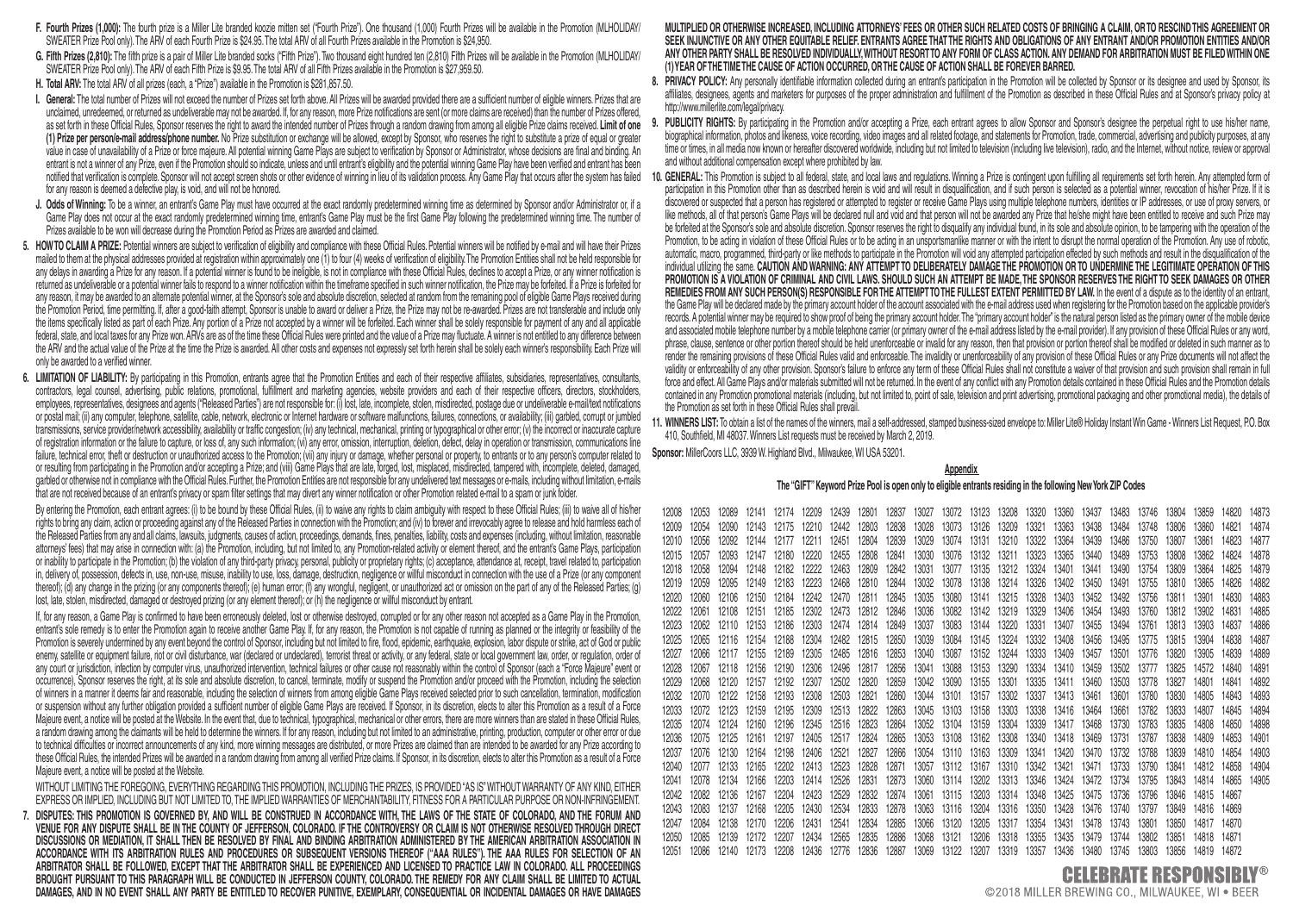- **F. Fourth Prizes (1,000):** The fourth prize is a Miller Lite branded koozie mitten set ("Fourth Prize"). One thousand (1,000) Fourth Prizes will be available in the Promotion (MLHOLIDAY/SWEATER Prize Pool only). The ARV of each Fourth Prize is $24.95. The total ARV of all Fourth Prizes available in the Promotion is $24,950.
- **G. Fifth Prizes (2,810):** The fifth prize is a pair of Miller Lite branded socks ("Fifth Prize"). Two thousand eight hundred ten (2,810) Fifth Prizes will be available in the Promotion (MLHOLIDAY/SWEATER Prize Pool only). The ARV of each Fifth Prize is $9.95. The total ARV of all Fifth Prizes available in the Promotion is $27,959.50.
- **H. Total ARV:** The total ARV of all prizes (each, a "Prize") available in the Promotion is $281,857.50.
- **I. General:** The total number of Prizes will not exceed the number of Prizes set forth above. All Prizes will be awarded provided there are a sufficient number of eligible winners. Prizes that are unclaimed, unredeemed, or returned as undeliverable may not be awarded. If, for any reason, more Prize notifications are sent (or more claims are received) than the number of Prizes offered, as set forth in these Official Rules, Sponsor reserves the right to award the intended number of Prizes through a random drawing from among all eligible Prize claims received. **Limit of one (1) Prize per person/e-mail address/phone number.** No Prize substitution or exchange will be allowed, except by Sponsor, who reserves the right to substitute a prize of equal or greater value in case of unavailability of a Prize or force majeure. All potential winning Game Plays are subject to verification by Sponsor or Administrator, whose decisions are final and binding. An entrant is not a winner of any Prize, even if the Promotion should so indicate, unless and until entrant's eligibility and the potential winning Game Play have been verified and entrant has been notified that verification is complete. Sponsor will not accept screen shots or other evidence of winning in lieu of its validation process. Any Game Play that occurs after the system has failed for any reason is deemed a defective play, is void, and will not be honored.
- **J. Odds of Winning:** To be a winner, an entrant's Game Play must have occurred at the exact randomly predetermined winning time as determined by Sponsor and/or Administrator or, if a Game Play does not occur at the exact randomly predetermined winning time, entrant's Game Play must be the first Game Play following the predetermined winning time. The number of Prizes available to be won will decrease during the Promotion Period as Prizes are awarded and claimed.

5. **HOW TO CLAIM A PRIZE:** Potential winners are subject to verification of eligibility and compliance with these Official Rules. Potential winners will be notified by e-mail and will have their Prizes mailed to them at the physical addresses provided at registration within approximately one (1) to four (4) weeks of verification of eligibility. The Promotion Entities shall not be held responsible for any delays in awarding a Prize for any reason. If a potential winner is found to be ineligible, is not in compliance with these Official Rules, declines to accept a Prize, or any winner notification is returned as undeliverable or a potential winner fails to respond to a winner notification within the timeframe specified in such winner notification, the Prize may be forfeited. If a Prize is forfeited for any reason, it may be awarded to an alternate potential winner, at the Sponsor's sole and absolute discretion, selected at random from the remaining pool of eligible Game Plays received during the Promotion Period, time permitting. If, after a good-faith attempt, Sponsor is unable to award or deliver a Prize, the Prize may not be re-awarded. Prizes are not transferable and include only the items specifically listed as part of each Prize. Any portion of a Prize not accepted by a winner will be forfeited. Each winner shall be solely responsible for payment of any and all applicable federal, state, and local taxes for any Prize won. ARVs are as of the time these Official Rules were printed and the value of a Prize may fluctuate. A winner is not entitled to any difference between the ARV and the actual value of the Prize at the time the Prize is awarded. All other costs and expenses not expressly set forth herein shall be solely each winner's responsibility. Each Prize will only be awarded to a verified winner.

6. **LIMITATION OF LIABILITY:** By participating in this Promotion, entrants agree that the Promotion Entities and each of their respective affiliates, subsidiaries, representatives, consultants, contractors, legal counsel, advertising, public relations, promotional, fulfillment and marketing agencies, website providers and each of their respective officers, directors, stockholders, employees, representatives, designees and agents ("Released Parties") are not responsible for: (i) lost, late, incomplete, stolen, misdirected, postage due or undeliverable e-mail/text notifications or postal mail; (ii) any computer, telephone, satellite, cable, network, electronic or Internet hardware or software malfunctions, failures, connections, or availability; (iii) garbled, corrupt or jumbled transmissions, service provider/network accessibility, availability or traffic congestion; (iv) any technical, mechanical, printing or typographical or other error; (v) the incorrect or inaccurate capture of registration information or the failure to capture, or loss of, any such information; (vi) any error, omission, interruption, deletion, defect, delay in operation or transmission, communications line failure, technical error, theft or destruction or unauthorized access to the Promotion; (vii) any injury or damage, whether personal or property, to entrants or to any person's computer related to or resulting from participating in the Promotion and/or accepting a Prize; and (viii) Game Plays that are late, forged, lost, misplaced, misdirected, tampered with, incomplete, deleted, damaged, garbled or otherwise not in compliance with the Official Rules. Further, the Promotion Entities are not responsible for any undelivered text messages or e-mails, including without limitation, e-mails that are not received because of an entrant's privacy or spam filter settings that may divert any winner notification or other Promotion related e-mail to a spam or junk folder.

By entering the Promotion, each entrant agrees: (i) to be bound by these Official Rules, (ii) to waive any rights to claim ambiguity with respect to these Official Rules; (iii) to waive all of his/her rights to bring any claim, action or proceeding against any of the Released Parties in connection with the Promotion; and (iv) to forever and irrevocably agree to release and hold harmless each of the Released Parties from any and all claims, lawsuits, judgments, causes of action, proceedings, demands, fines, penalties, liability, costs and expenses (including, without limitation, reasonable attorneys' fees) that may arise in connection with: (a) the Promotion, including, but not limited to, any Promotion-related activity or element thereof, and the entrant's Game Plays, participation or inability to participate in the Promotion; (b) the violation of any third-party privacy, personal, publicity or proprietary rights; (c) acceptance, attendance at, receipt, travel related to, participation in, delivery of, possession, defects in, use, non-use, misuse, inability to use, loss, damage, destruction, negligence or willful misconduct in connection with the use of a Prize (or any component thereof); (d) any change in the prizing (or any components thereof); (e) human error; (f) any wrongful, negligent, or unauthorized act or omission on the part of any of the Released Parties; (g) lost, late, stolen, misdirected, damaged or destroyed prizing (or any element thereof); or (h) the negligence or willful misconduct by entrant.

If, for any reason, a Game Play is confirmed to have been erroneously deleted, lost or otherwise destroyed, corrupted or for any other reason not accepted as a Game Play in the Promotion, entrant's sole remedy is to enter the Promotion again to receive another Game Play. If, for any reason, the Promotion is not capable of running as planned or the integrity or feasibility of the Promotion is severely undermined by any event beyond the control of Sponsor, including but not limited to fire, flood, epidemic, earthquake, explosion, labor dispute or strike, act of God or public enemy, satellite or equipment failure, riot or civil disturbance, war (declared or undeclared), terrorist threat or activity, or any federal, state or local government law, order, or regulation, order of any court or jurisdiction, infection by computer virus, unauthorized intervention, technical failures or other cause not reasonably within the control of Sponsor (each a "Force Majeure" event or occurrence), Sponsor reserves the right, at its sole and absolute discretion, to cancel, terminate, modify or suspend the Promotion and/or proceed with the Promotion, including the selection of winners in a manner it deems fair and reasonable, including the selection of winners from among eligible Game Plays received selected prior to such cancellation, termination, modification or suspension without any further obligation provided a sufficient number of eligible Game Plays are received. If Sponsor, in its discretion, elects to alter this Promotion as a result of a Force Majeure event, a notice will be posted at the Website. In the event that, due to technical, typographical, mechanical or other errors, there are more winners than are stated in these Official Rules, a random drawing among the claimants will be held to determine the winners. If for any reason, including but not limited to an administrative, printing, production, computer or other error or due to technical difficulties or incorrect announcements of any kind, more winning messages are distributed, or more Prizes are claimed than are intended to be awarded for any Prize according to these Official Rules, the intended Prizes will be awarded in a random drawing from among all verified Prize claims. If Sponsor, in its discretion, elects to alter this Promotion as a result of a Force Majeure event, a notice will be posted at the Website.

WITHOUT LIMITING THE FOREGOING, EVERYTHING REGARDING THIS PROMOTION, INCLUDING THE PRIZES, IS PROVIDED "AS IS" WITHOUT WARRANTY OF ANY KIND, EITHER EXPRESS OR IMPLIED, INCLUDING BUT NOT LIMITED TO, THE IMPLIED WARRANTIES OF MERCHANTABILITY, FITNESS FOR A PARTICULAR PURPOSE OR NON-INFRINGEMENT.

7. **DISPUTES: THIS PROMOTION IS GOVERNED BY, AND WILL BE CONSTRUED IN ACCORDANCE WITH, THE LAWS OF THE STATE OF COLORADO, AND THE FORUM AND VENUE FOR ANY DISPUTE SHALL BE IN THE COUNTY OF JEFFERSON, COLORADO. IF THE CONTROVERSY OR CLAIM IS NOT OTHERWISE RESOLVED THROUGH DIRECT DISCUSSIONS OR MEDIATION, IT SHALL THEN BE RESOLVED BY FINAL AND BINDING ARBITRATION ADMINISTERED BY THE AMERICAN ARBITRATION ASSOCIATION IN ACCORDANCE WITH ITS ARBITRATION RULES AND PROCEDURES OR SUBSEQUENT VERSIONS THEREOF ("AAA RULES"). THE AAA RULES FOR SELECTION OF AN ARBITRATOR SHALL BE FOLLOWED, EXCEPT THAT THE ARBITRATOR SHALL BE EXPERIENCED AND LICENSED TO PRACTICE LAW IN COLORADO. ALL PROCEEDINGS BROUGHT PURSUANT TO THIS PARAGRAPH WILL BE CONDUCTED IN JEFFERSON COUNTY, COLORADO. THE REMEDY FOR ANY CLAIM SHALL BE LIMITED TO ACTUAL DAMAGES, AND IN NO EVENT SHALL ANY PARTY BE ENTITLED TO RECOVER PUNITIVE, EXEMPLARY, CONSEQUENTIAL OR INCIDENTAL DAMAGES OR HAVE DAMAGES MULTIPLIED OR OTHERWISE INCREASED, INCLUDING ATTORNEYS' FEES OR OTHER SUCH RELATED COSTS OF BRINGING A CLAIM, OR TO RESCIND THIS AGREEMENT OR SEEK INJUNCTIVE OR ANY OTHER EQUITABLE RELIEF. ENTRANTS AGREE THAT THE RIGHTS AND OBLIGATIONS OF ANY ENTRANT AND/OR PROMOTION ENTITIES AND/OR ANY OTHER PARTY SHALL BE RESOLVED INDIVIDUALLY, WITHOUT RESORT TO ANY FORM OF CLASS ACTION. ANY DEMAND FOR ARBITRATION MUST BE FILED WITHIN ONE (1) YEAR OF THE TIME THE CAUSE OF ACTION OCCURRED, OR THE CAUSE OF ACTION SHALL BE FOREVER BARRED.**

8. **PRIVACY POLICY:** Any personally identifiable information collected during an entrant's participation in the Promotion will be collected by Sponsor or its designee and used by Sponsor, its affiliates, designees, agents and marketers for purposes of the proper administration and fulfillment of the Promotion as described in these Official Rules and at Sponsor's privacy policy at http://www.millerlite.com/legal/privacy.

9. **PUBLICITY RIGHTS:** By participating in the Promotion and/or accepting a Prize, each entrant agrees to allow Sponsor and Sponsor's designee the perpetual right to use his/her name, biographical information, photos and likeness, voice recording, video images and all related footage, and statements for Promotion, trade, commercial, advertising and publicity purposes, at any time or times, in all media now known or hereafter discovered worldwide, including but not limited to television (including live television), radio, and the Internet, without notice, review or approval and without additional compensation except where prohibited by law.

10. **GENERAL:** This Promotion is subject to all federal, state, and local laws and regulations. Winning a Prize is contingent upon fulfilling all requirements set forth herein. Any attempted form of participation in this Promotion other than as described herein is void and will result in disqualification, and if such person is selected as a potential winner, revocation of his/her Prize. If it is discovered or suspected that a person has registered or attempted to register or receive Game Plays using multiple telephone numbers, identities or IP addresses, or use of proxy servers, or like methods, all of that person's Game Plays will be declared null and void and that person will not be awarded any Prize that he/she might have been entitled to receive and such Prize may be forfeited at the Sponsor's sole and absolute discretion. Sponsor reserves the right to disqualify any individual found, in its sole and absolute opinion, to be tampering with the operation of the Promotion, to be acting in violation of these Official Rules or to be acting in an unsportsmanlike manner or with the intent to disrupt the normal operation of the Promotion. Any use of robotic, automatic, macro, programmed, third-party or like methods to participate in the Promotion will void any attempted participation effected by such methods and result in the disqualification of the individual utilizing the same. **CAUTION AND WARNING: ANY ATTEMPT TO DELIBERATELY DAMAGE THE PROMOTION OR TO UNDERMINE THE LEGITIMATE OPERATION OF THIS PROMOTION IS A VIOLATION OF CRIMINAL AND CIVIL LAWS. SHOULD SUCH AN ATTEMPT BE MADE, THE SPONSOR RESERVES THE RIGHT TO SEEK DAMAGES OR OTHER REMEDIES FROM ANY SUCH PERSON(S) RESPONSIBLE FOR THE ATTEMPT TO THE FULLEST EXTENT PERMITTED BY LAW.** In the event of a dispute as to the identity of an entrant, the Game Play will be declared made by the primary account holder of the account associated with the e-mail address used when registering for the Promotion based on the applicable provider's records. A potential winner may be required to show proof of being the primary account holder. The "primary account holder" is the natural person listed as the primary owner of the mobile device and associated mobile telephone number by a mobile telephone carrier (or primary owner of the e-mail address listed by the e-mail provider). If any provision of these Official Rules or any word, phrase, clause, sentence or other portion thereof should be held unenforceable or invalid for any reason, then that provision or portion thereof shall be modified or deleted in such manner as to render the remaining provisions of these Official Rules valid and enforceable. The invalidity or unenforceability of any provision of these Official Rules or any Prize documents will not affect the validity or enforceability of any other provision. Sponsor's failure to enforce any term of these Official Rules shall not constitute a waiver of that provision and such provision shall remain in full force and effect. All Game Plays and/or materials submitted will not be returned. In the event of any conflict with any Promotion details contained in these Official Rules and the Promotion details contained in any Promotion promotional materials (including, but not limited to, point of sale, television and print advertising, promotional packaging and other promotional media), the details of the Promotion as set forth in these Official Rules shall prevail.

11. **WINNERS LIST:** To obtain a list of the names of the winners, mail a self-addressed, stamped business-sized envelope to: Miller Lite® Holiday Instant Win Game - Winners List Request, P.O. Box 410, Southfield, MI 48037. Winners List requests must be received by March 2, 2019.

**Sponsor:** MillerCoors LLC, 3939 W. Highland Blvd., Milwaukee, WI USA 53201.

## Appendix

**The "GIFT" Keyword Prize Pool is open only to eligible entrants residing in the following New York ZIP Codes**

| | | | | | | | | | | | | | | | | | | | | | |
|---|---|---|---|---|---|---|---|---|---|---|---|---|---|---|---|---|---|---|---|---|---|
| 12008 | 12053 | 12089 | 12141 | 12174 | 12209 | 12439 | 12801 | 12837 | 13027 | 13072 | 13123 | 13208 | 13320 | 13360 | 13437 | 13483 | 13746 | 13804 | 13859 | 14820 | 14873 |
| 12009 | 12054 | 12090 | 12143 | 12175 | 12210 | 12442 | 12803 | 12838 | 13028 | 13073 | 13126 | 13209 | 13321 | 13363 | 13438 | 13484 | 13748 | 13806 | 13860 | 14821 | 14874 |
| 12010 | 12056 | 12092 | 12144 | 12177 | 12211 | 12451 | 12804 | 12839 | 13029 | 13074 | 13131 | 13210 | 13322 | 13364 | 13439 | 13486 | 13750 | 13807 | 13861 | 14823 | 14877 |
| 12015 | 12057 | 12093 | 12147 | 12180 | 12220 | 12455 | 12808 | 12841 | 13030 | 13076 | 13132 | 13211 | 13323 | 13365 | 13440 | 13489 | 13753 | 13808 | 13862 | 14824 | 14878 |
| 12018 | 12058 | 12094 | 12148 | 12182 | 12222 | 12463 | 12809 | 12842 | 13031 | 13077 | 13135 | 13212 | 13324 | 13401 | 13441 | 13490 | 13754 | 13809 | 13864 | 14825 | 14879 |
| 12019 | 12059 | 12095 | 12149 | 12183 | 12223 | 12468 | 12810 | 12844 | 13032 | 13078 | 13138 | 13214 | 13326 | 13402 | 13450 | 13491 | 13755 | 13810 | 13865 | 14826 | 14882 |
| 12020 | 12060 | 12106 | 12150 | 12184 | 12242 | 12470 | 12811 | 12845 | 13035 | 13080 | 13141 | 13215 | 13328 | 13403 | 13452 | 13492 | 13756 | 13811 | 13901 | 14830 | 14883 |
| 12022 | 12061 | 12108 | 12151 | 12185 | 12302 | 12473 | 12812 | 12846 | 13036 | 13082 | 13142 | 13219 | 13329 | 13406 | 13454 | 13493 | 13760 | 13812 | 13902 | 14831 | 14885 |
| 12023 | 12062 | 12110 | 12153 | 12186 | 12303 | 12474 | 12814 | 12849 | 13037 | 13083 | 13144 | 13220 | 13331 | 13407 | 13455 | 13494 | 13761 | 13813 | 13903 | 14837 | 14886 |
| 12025 | 12065 | 12116 | 12154 | 12188 | 12304 | 12482 | 12815 | 12850 | 13039 | 13084 | 13145 | 13224 | 13332 | 13408 | 13456 | 13495 | 13775 | 13815 | 13904 | 14838 | 14887 |
| 12027 | 12066 | 12117 | 12155 | 12189 | 12305 | 12485 | 12816 | 12853 | 13040 | 13087 | 13152 | 13244 | 13333 | 13409 | 13457 | 13501 | 13776 | 13820 | 13905 | 14839 | 14889 |
| 12028 | 12067 | 12118 | 12156 | 12190 | 12306 | 12496 | 12817 | 12856 | 13041 | 13088 | 13153 | 13290 | 13334 | 13410 | 13459 | 13502 | 13777 | 13825 | 14572 | 14840 | 14891 |
| 12029 | 12068 | 12120 | 12157 | 12192 | 12307 | 12502 | 12820 | 12859 | 13042 | 13090 | 13155 | 13301 | 13335 | 13411 | 13460 | 13503 | 13778 | 13827 | 14801 | 14841 | 14892 |
| 12032 | 12070 | 12122 | 12158 | 12193 | 12308 | 12503 | 12821 | 12860 | 13044 | 13101 | 13157 | 13302 | 13337 | 13413 | 13461 | 13601 | 13780 | 13830 | 14805 | 14843 | 14893 |
| 12033 | 12072 | 12123 | 12159 | 12195 | 12309 | 12513 | 12822 | 12863 | 13045 | 13103 | 13158 | 13303 | 13338 | 13416 | 13464 | 13661 | 13782 | 13833 | 14807 | 14845 | 14894 |
| 12035 | 12074 | 12124 | 12160 | 12196 | 12345 | 12516 | 12823 | 12864 | 13052 | 13104 | 13159 | 13304 | 13339 | 13417 | 13468 | 13730 | 13783 | 13835 | 14808 | 14850 | 14898 |
| 12036 | 12075 | 12125 | 12161 | 12197 | 12405 | 12517 | 12824 | 12865 | 13053 | 13108 | 13162 | 13308 | 13340 | 13418 | 13469 | 13731 | 13787 | 13838 | 14809 | 14853 | 14901 |
| 12037 | 12076 | 12130 | 12164 | 12198 | 12406 | 12521 | 12827 | 12866 | 13054 | 13110 | 13163 | 13309 | 13341 | 13420 | 13470 | 13732 | 13788 | 13839 | 14810 | 14854 | 14903 |
| 12040 | 12077 | 12133 | 12165 | 12202 | 12413 | 12523 | 12828 | 12871 | 13057 | 13112 | 13167 | 13310 | 13342 | 13421 | 13471 | 13733 | 13790 | 13841 | 14812 | 14858 | 14904 |
| 12041 | 12078 | 12134 | 12166 | 12203 | 12414 | 12526 | 12831 | 12873 | 13060 | 13114 | 13202 | 13313 | 13346 | 13424 | 13472 | 13734 | 13795 | 13843 | 14814 | 14865 | 14905 |
| 12042 | 12082 | 12136 | 12167 | 12204 | 12423 | 12529 | 12832 | 12874 | 13061 | 13115 | 13203 | 13314 | 13348 | 13425 | 13475 | 13736 | 13796 | 13846 | 14815 | 14867 | |
| 12043 | 12083 | 12137 | 12168 | 12205 | 12430 | 12534 | 12833 | 12878 | 13063 | 13116 | 13204 | 13316 | 13350 | 13428 | 13476 | 13740 | 13797 | 13849 | 14816 | 14869 | |
| 12047 | 12084 | 12138 | 12170 | 12206 | 12431 | 12541 | 12834 | 12885 | 13066 | 13120 | 13205 | 13317 | 13354 | 13431 | 13478 | 13743 | 13801 | 13850 | 14817 | 14870 | |
| 12050 | 12085 | 12139 | 12172 | 12207 | 12434 | 12565 | 12835 | 12886 | 13068 | 13121 | 13206 | 13318 | 13355 | 13435 | 13479 | 13744 | 13802 | 13851 | 14818 | 14871 | |
| 12051 | 12086 | 12140 | 12173 | 12208 | 12436 | 12776 | 12836 | 12887 | 13069 | 13122 | 13207 | 13319 | 13357 | 13436 | 13480 | 13745 | 13803 | 13856 | 14819 | 14872 | |

**CELEBRATE RESPONSIBLY®**

©2018 MILLER BREWING CO., MILWAUKEE, WI • BEER